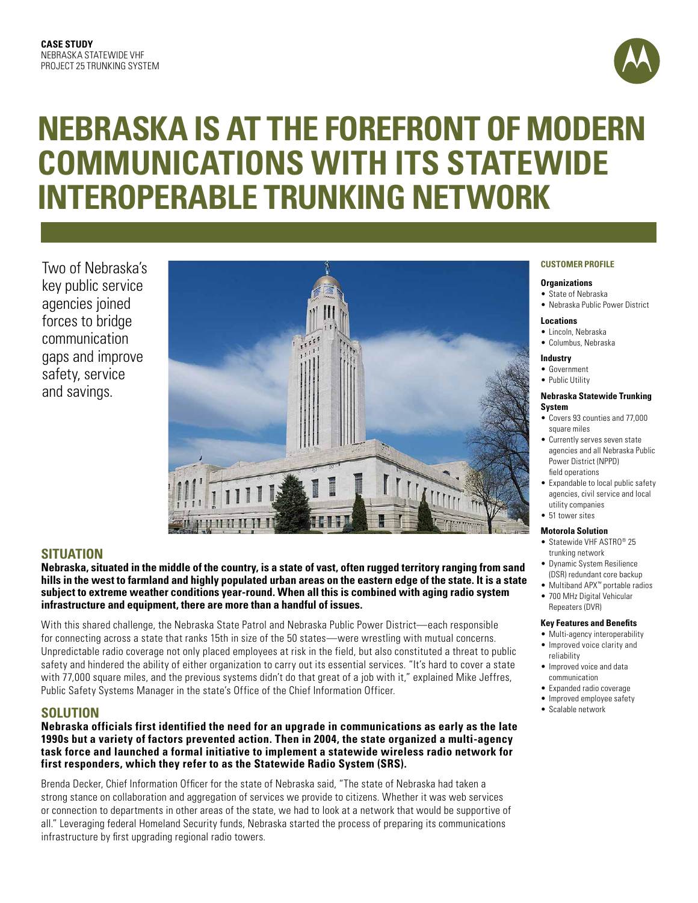**CASE STUDY**
NEBRASKA STATEWIDE VHF
PROJECT 25 TRUNKING SYSTEM

# NEBRASKA IS AT THE FOREFRONT OF MODERN COMMUNICATIONS WITH ITS STATEWIDE INTEROPERABLE TRUNKING NETWORK

Two of Nebraska's key public service agencies joined forces to bridge communication gaps and improve safety, service and savings.

## SITUATION

**Nebraska, situated in the middle of the country, is a state of vast, often rugged territory ranging from sand hills in the west to farmland and highly populated urban areas on the eastern edge of the state. It is a state subject to extreme weather conditions year-round. When all this is combined with aging radio system infrastructure and equipment, there are more than a handful of issues.**

With this shared challenge, the Nebraska State Patrol and Nebraska Public Power District—each responsible for connecting across a state that ranks 15th in size of the 50 states—were wrestling with mutual concerns. Unpredictable radio coverage not only placed employees at risk in the field, but also constituted a threat to public safety and hindered the ability of either organization to carry out its essential services. "It's hard to cover a state with 77,000 square miles, and the previous systems didn't do that great of a job with it," explained Mike Jeffres, Public Safety Systems Manager in the state's Office of the Chief Information Officer.

## SOLUTION

**Nebraska officials first identified the need for an upgrade in communications as early as the late 1990s but a variety of factors prevented action. Then in 2004, the state organized a multi-agency task force and launched a formal initiative to implement a statewide wireless radio network for first responders, which they refer to as the Statewide Radio System (SRS).**

Brenda Decker, Chief Information Officer for the state of Nebraska said, "The state of Nebraska had taken a strong stance on collaboration and aggregation of services we provide to citizens. Whether it was web services or connection to departments in other areas of the state, we had to look at a network that would be supportive of all." Leveraging federal Homeland Security funds, Nebraska started the process of preparing its communications infrastructure by first upgrading regional radio towers.

### CUSTOMER PROFILE

**Organizations**
- State of Nebraska
- Nebraska Public Power District

**Locations**
- Lincoln, Nebraska
- Columbus, Nebraska

**Industry**
- Government
- Public Utility

**Nebraska Statewide Trunking System**
- Covers 93 counties and 77,000 square miles
- Currently serves seven state agencies and all Nebraska Public Power District (NPPD) field operations
- Expandable to local public safety agencies, civil service and local utility companies
- 51 tower sites

**Motorola Solution**
- Statewide VHF ASTRO® 25 trunking network
- Dynamic System Resilience (DSR) redundant core backup
- Multiband APX™ portable radios
- 700 MHz Digital Vehicular Repeaters (DVR)

**Key Features and Benefits**
- Multi-agency interoperability
- Improved voice clarity and reliability
- Improved voice and data communication
- Expanded radio coverage
- Improved employee safety
- Scalable network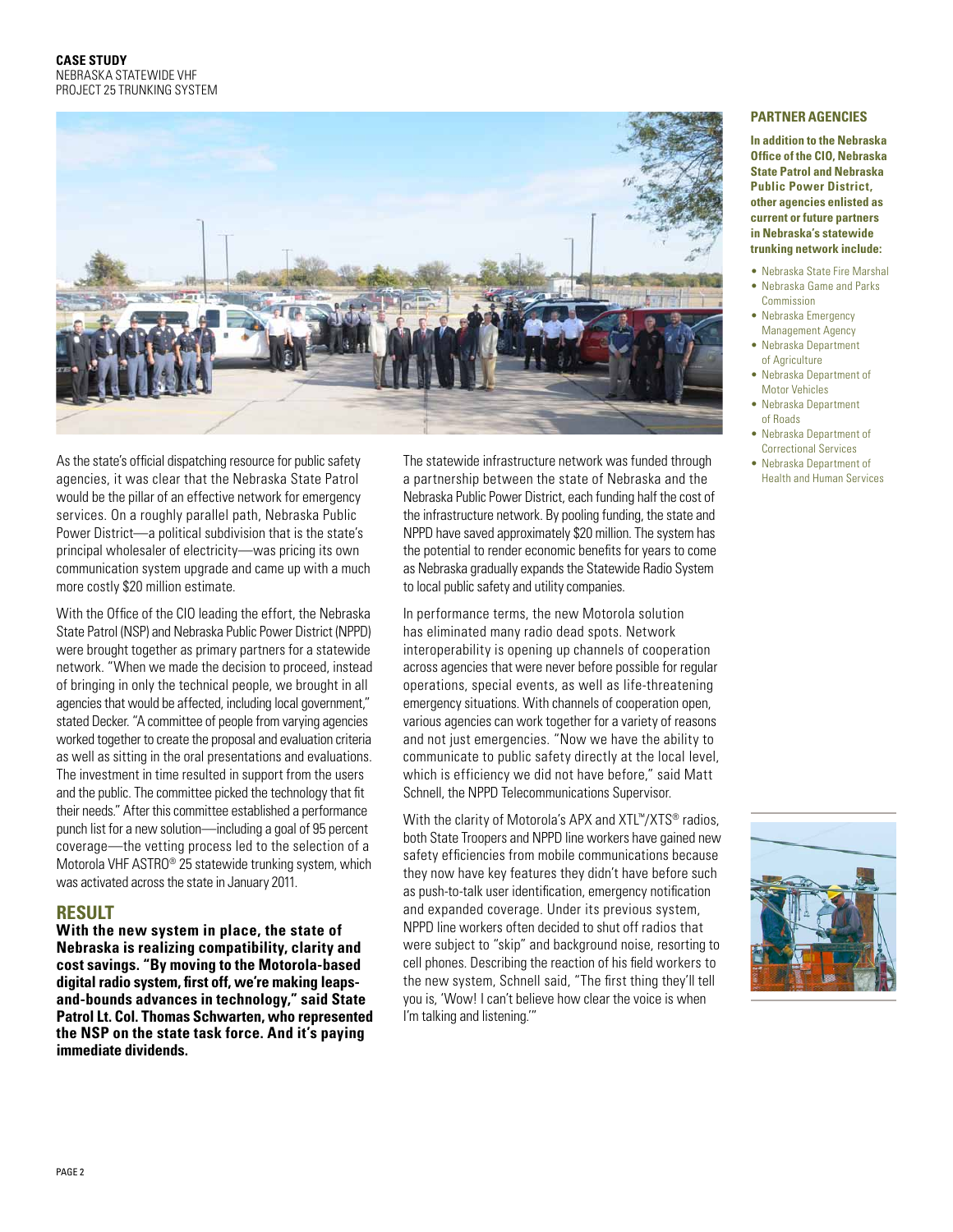As the state's official dispatching resource for public safety agencies, it was clear that the Nebraska State Patrol would be the pillar of an effective network for emergency services. On a roughly parallel path, Nebraska Public Power District—a political subdivision that is the state's principal wholesaler of electricity—was pricing its own communication system upgrade and came up with a much more costly $20 million estimate.

With the Office of the CIO leading the effort, the Nebraska State Patrol (NSP) and Nebraska Public Power District (NPPD) were brought together as primary partners for a statewide network. "When we made the decision to proceed, instead of bringing in only the technical people, we brought in all agencies that would be affected, including local government," stated Decker. "A committee of people from varying agencies worked together to create the proposal and evaluation criteria as well as sitting in the oral presentations and evaluations. The investment in time resulted in support from the users and the public. The committee picked the technology that fit their needs." After this committee established a performance punch list for a new solution—including a goal of 95 percent coverage—the vetting process led to the selection of a Motorola VHF ASTRO® 25 statewide trunking system, which was activated across the state in January 2011.

## RESULT

**With the new system in place, the state of Nebraska is realizing compatibility, clarity and cost savings. "By moving to the Motorola-based digital radio system, first off, we're making leaps-and-bounds advances in technology," said State Patrol Lt. Col. Thomas Schwarten, who represented the NSP on the state task force. And it's paying immediate dividends.**

The statewide infrastructure network was funded through a partnership between the state of Nebraska and the Nebraska Public Power District, each funding half the cost of the infrastructure network. By pooling funding, the state and NPPD have saved approximately $20 million. The system has the potential to render economic benefits for years to come as Nebraska gradually expands the Statewide Radio System to local public safety and utility companies.

In performance terms, the new Motorola solution has eliminated many radio dead spots. Network interoperability is opening up channels of cooperation across agencies that were never before possible for regular operations, special events, as well as life-threatening emergency situations. With channels of cooperation open, various agencies can work together for a variety of reasons and not just emergencies. "Now we have the ability to communicate to public safety directly at the local level, which is efficiency we did not have before," said Matt Schnell, the NPPD Telecommunications Supervisor.

With the clarity of Motorola's APX and XTL™/XTS® radios, both State Troopers and NPPD line workers have gained new safety efficiencies from mobile communications because they now have key features they didn't have before such as push-to-talk user identification, emergency notification and expanded coverage. Under its previous system, NPPD line workers often decided to shut off radios that were subject to "skip" and background noise, resorting to cell phones. Describing the reaction of his field workers to the new system, Schnell said, "The first thing they'll tell you is, 'Wow! I can't believe how clear the voice is when I'm talking and listening.'"

### PARTNER AGENCIES

**In addition to the Nebraska Office of the CIO, Nebraska State Patrol and Nebraska Public Power District, other agencies enlisted as current or future partners in Nebraska's statewide trunking network include:**

- Nebraska State Fire Marshal
- Nebraska Game and Parks Commission
- Nebraska Emergency Management Agency
- Nebraska Department of Agriculture
- Nebraska Department of Motor Vehicles
- Nebraska Department of Roads
- Nebraska Department of Correctional Services
- Nebraska Department of Health and Human Services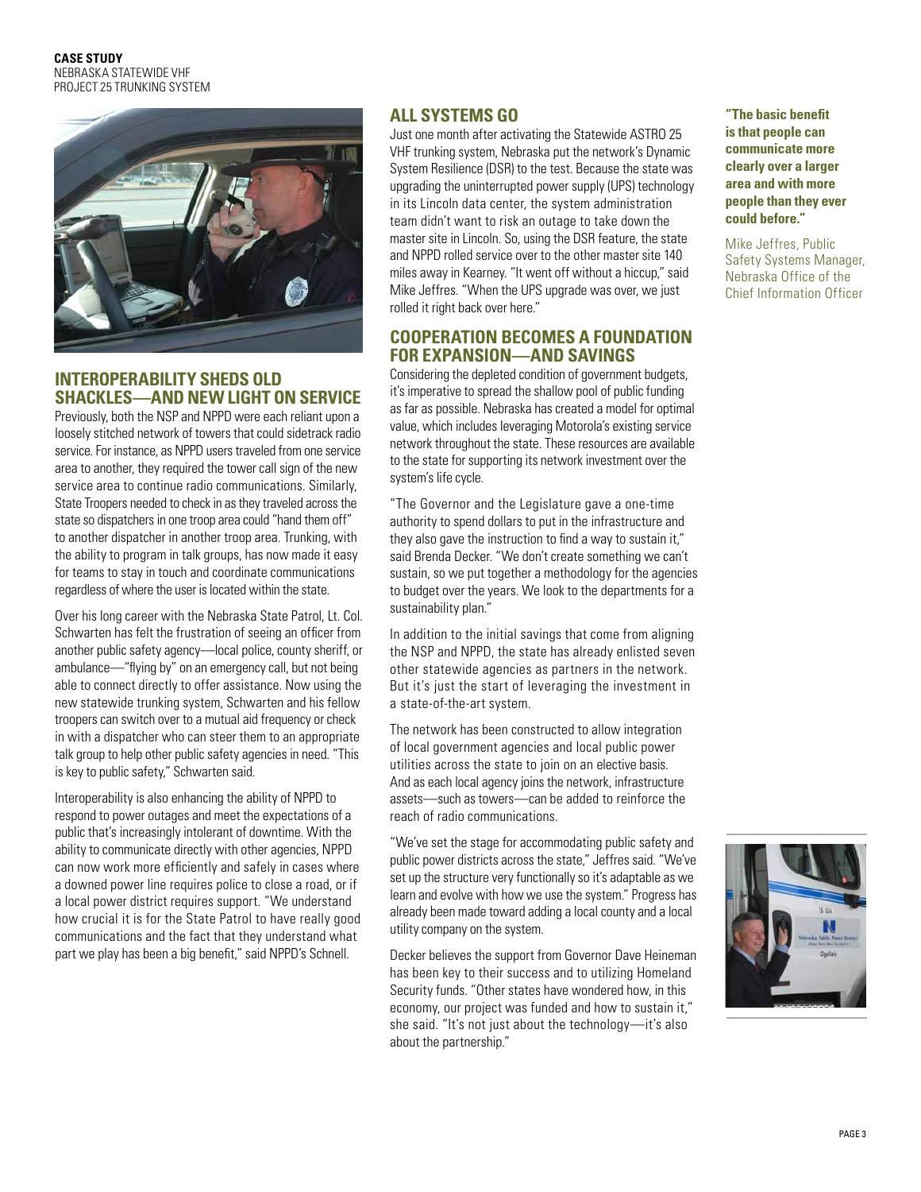## INTEROPERABILITY SHEDS OLD SHACKLES—AND NEW LIGHT ON SERVICE

Previously, both the NSP and NPPD were each reliant upon a loosely stitched network of towers that could sidetrack radio service. For instance, as NPPD users traveled from one service area to another, they required the tower call sign of the new service area to continue radio communications. Similarly, State Troopers needed to check in as they traveled across the state so dispatchers in one troop area could "hand them off" to another dispatcher in another troop area. Trunking, with the ability to program in talk groups, has now made it easy for teams to stay in touch and coordinate communications regardless of where the user is located within the state.

Over his long career with the Nebraska State Patrol, Lt. Col. Schwarten has felt the frustration of seeing an officer from another public safety agency—local police, county sheriff, or ambulance—"flying by" on an emergency call, but not being able to connect directly to offer assistance. Now using the new statewide trunking system, Schwarten and his fellow troopers can switch over to a mutual aid frequency or check in with a dispatcher who can steer them to an appropriate talk group to help other public safety agencies in need. "This is key to public safety," Schwarten said.

Interoperability is also enhancing the ability of NPPD to respond to power outages and meet the expectations of a public that's increasingly intolerant of downtime. With the ability to communicate directly with other agencies, NPPD can now work more efficiently and safely in cases where a downed power line requires police to close a road, or if a local power district requires support. "We understand how crucial it is for the State Patrol to have really good communications and the fact that they understand what part we play has been a big benefit," said NPPD's Schnell.

## ALL SYSTEMS GO

Just one month after activating the Statewide ASTRO 25 VHF trunking system, Nebraska put the network's Dynamic System Resilience (DSR) to the test. Because the state was upgrading the uninterrupted power supply (UPS) technology in its Lincoln data center, the system administration team didn't want to risk an outage to take down the master site in Lincoln. So, using the DSR feature, the state and NPPD rolled service over to the other master site 140 miles away in Kearney. "It went off without a hiccup," said Mike Jeffres. "When the UPS upgrade was over, we just rolled it right back over here."

## COOPERATION BECOMES A FOUNDATION FOR EXPANSION—AND SAVINGS

Considering the depleted condition of government budgets, it's imperative to spread the shallow pool of public funding as far as possible. Nebraska has created a model for optimal value, which includes leveraging Motorola's existing service network throughout the state. These resources are available to the state for supporting its network investment over the system's life cycle.

"The Governor and the Legislature gave a one-time authority to spend dollars to put in the infrastructure and they also gave the instruction to find a way to sustain it," said Brenda Decker. "We don't create something we can't sustain, so we put together a methodology for the agencies to budget over the years. We look to the departments for a sustainability plan."

In addition to the initial savings that come from aligning the NSP and NPPD, the state has already enlisted seven other statewide agencies as partners in the network. But it's just the start of leveraging the investment in a state-of-the-art system.

The network has been constructed to allow integration of local government agencies and local public power utilities across the state to join on an elective basis. And as each local agency joins the network, infrastructure assets—such as towers—can be added to reinforce the reach of radio communications.

"We've set the stage for accommodating public safety and public power districts across the state," Jeffres said. "We've set up the structure very functionally so it's adaptable as we learn and evolve with how we use the system." Progress has already been made toward adding a local county and a local utility company on the system.

Decker believes the support from Governor Dave Heineman has been key to their success and to utilizing Homeland Security funds. "Other states have wondered how, in this economy, our project was funded and how to sustain it," she said. "It's not just about the technology—it's also about the partnership."

**"The basic benefit is that people can communicate more clearly over a larger area and with more people than they ever could before."**

Mike Jeffres, Public Safety Systems Manager, Nebraska Office of the Chief Information Officer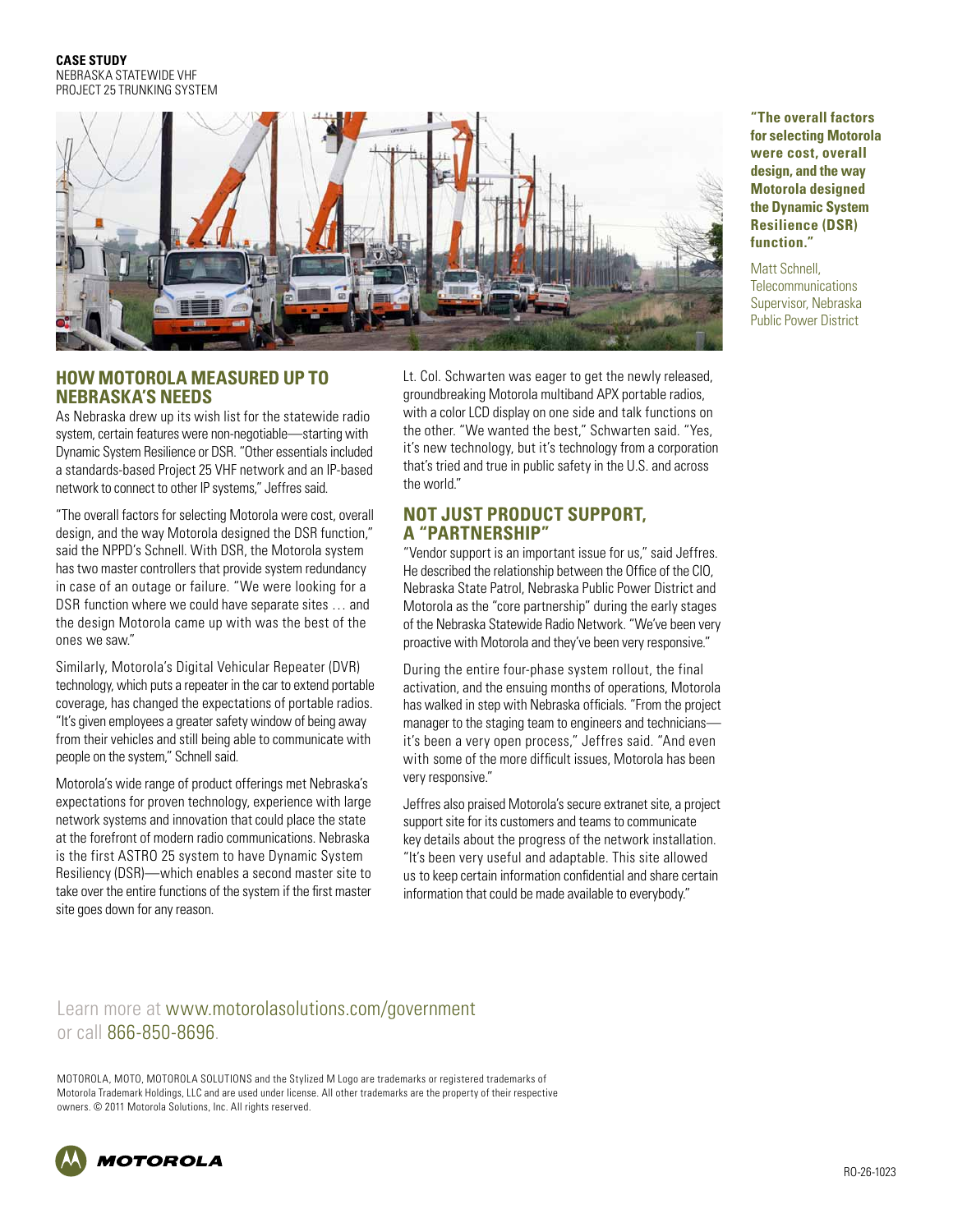**CASE STUDY**
NEBRASKA STATEWIDE VHF
PROJECT 25 TRUNKING SYSTEM

**"The overall factors for selecting Motorola were cost, overall design, and the way Motorola designed the Dynamic System Resilience (DSR) function."**

Matt Schnell, Telecommunications Supervisor, Nebraska Public Power District

## HOW MOTOROLA MEASURED UP TO NEBRASKA'S NEEDS

As Nebraska drew up its wish list for the statewide radio system, certain features were non-negotiable—starting with Dynamic System Resilience or DSR. "Other essentials included a standards-based Project 25 VHF network and an IP-based network to connect to other IP systems," Jeffres said.

"The overall factors for selecting Motorola were cost, overall design, and the way Motorola designed the DSR function," said the NPPD's Schnell. With DSR, the Motorola system has two master controllers that provide system redundancy in case of an outage or failure. "We were looking for a DSR function where we could have separate sites … and the design Motorola came up with was the best of the ones we saw."

Similarly, Motorola's Digital Vehicular Repeater (DVR) technology, which puts a repeater in the car to extend portable coverage, has changed the expectations of portable radios. "It's given employees a greater safety window of being away from their vehicles and still being able to communicate with people on the system," Schnell said.

Motorola's wide range of product offerings met Nebraska's expectations for proven technology, experience with large network systems and innovation that could place the state at the forefront of modern radio communications. Nebraska is the first ASTRO 25 system to have Dynamic System Resiliency (DSR)—which enables a second master site to take over the entire functions of the system if the first master site goes down for any reason.

Lt. Col. Schwarten was eager to get the newly released, groundbreaking Motorola multiband APX portable radios, with a color LCD display on one side and talk functions on the other. "We wanted the best," Schwarten said. "Yes, it's new technology, but it's technology from a corporation that's tried and true in public safety in the U.S. and across the world."

## NOT JUST PRODUCT SUPPORT, A "PARTNERSHIP"

"Vendor support is an important issue for us," said Jeffres. He described the relationship between the Office of the CIO, Nebraska State Patrol, Nebraska Public Power District and Motorola as the "core partnership" during the early stages of the Nebraska Statewide Radio Network. "We've been very proactive with Motorola and they've been very responsive."

During the entire four-phase system rollout, the final activation, and the ensuing months of operations, Motorola has walked in step with Nebraska officials. "From the project manager to the staging team to engineers and technicians—it's been a very open process," Jeffres said. "And even with some of the more difficult issues, Motorola has been very responsive."

Jeffres also praised Motorola's secure extranet site, a project support site for its customers and teams to communicate key details about the progress of the network installation. "It's been very useful and adaptable. This site allowed us to keep certain information confidential and share certain information that could be made available to everybody."

Learn more at www.motorolasolutions.com/government
or call 866-850-8696.

MOTOROLA, MOTO, MOTOROLA SOLUTIONS and the Stylized M Logo are trademarks or registered trademarks of Motorola Trademark Holdings, LLC and are used under license. All other trademarks are the property of their respective owners. © 2011 Motorola Solutions, Inc. All rights reserved.

MOTOROLA

RO-26-1023